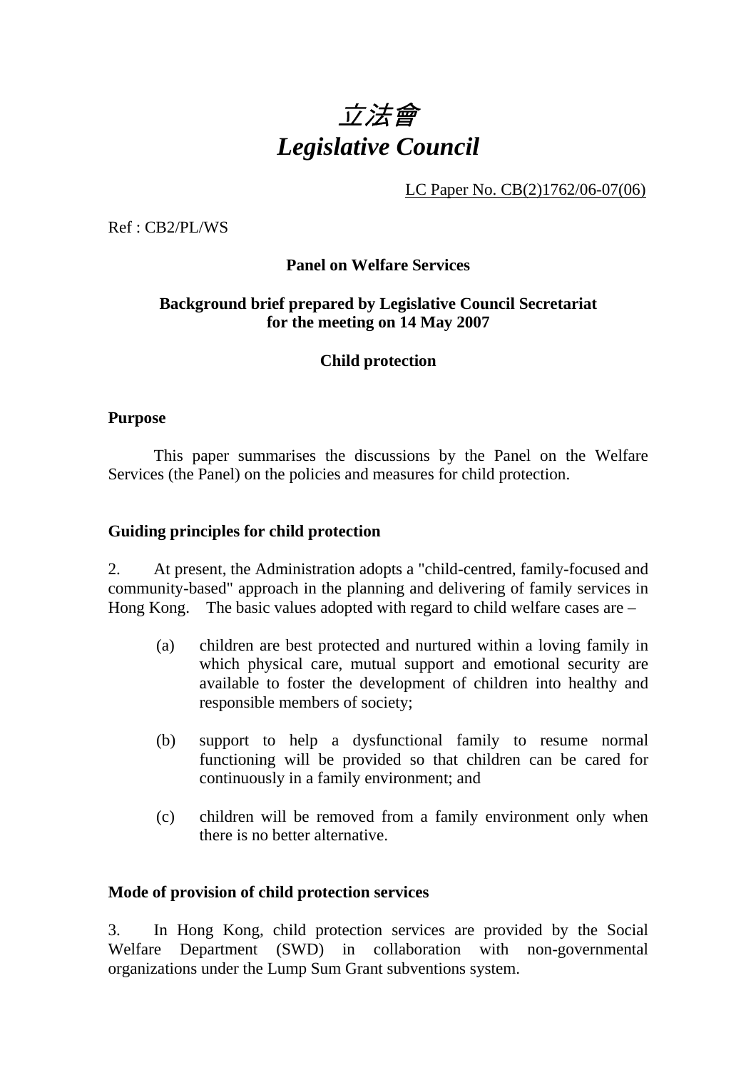# *立法會*
# *Legislative Council*

LC Paper No. CB(2)1762/06-07(06)

Ref : CB2/PL/WS

**Panel on Welfare Services**

**Background brief prepared by Legislative Council Secretariat for the meeting on 14 May 2007**

**Child protection**

## Purpose

This paper summarises the discussions by the Panel on the Welfare Services (the Panel) on the policies and measures for child protection.

## Guiding principles for child protection

2. At present, the Administration adopts a "child-centred, family-focused and community-based" approach in the planning and delivering of family services in Hong Kong. The basic values adopted with regard to child welfare cases are –

   (a) children are best protected and nurtured within a loving family in which physical care, mutual support and emotional security are available to foster the development of children into healthy and responsible members of society;

   (b) support to help a dysfunctional family to resume normal functioning will be provided so that children can be cared for continuously in a family environment; and

   (c) children will be removed from a family environment only when there is no better alternative.

## Mode of provision of child protection services

3. In Hong Kong, child protection services are provided by the Social Welfare Department (SWD) in collaboration with non-governmental organizations under the Lump Sum Grant subventions system.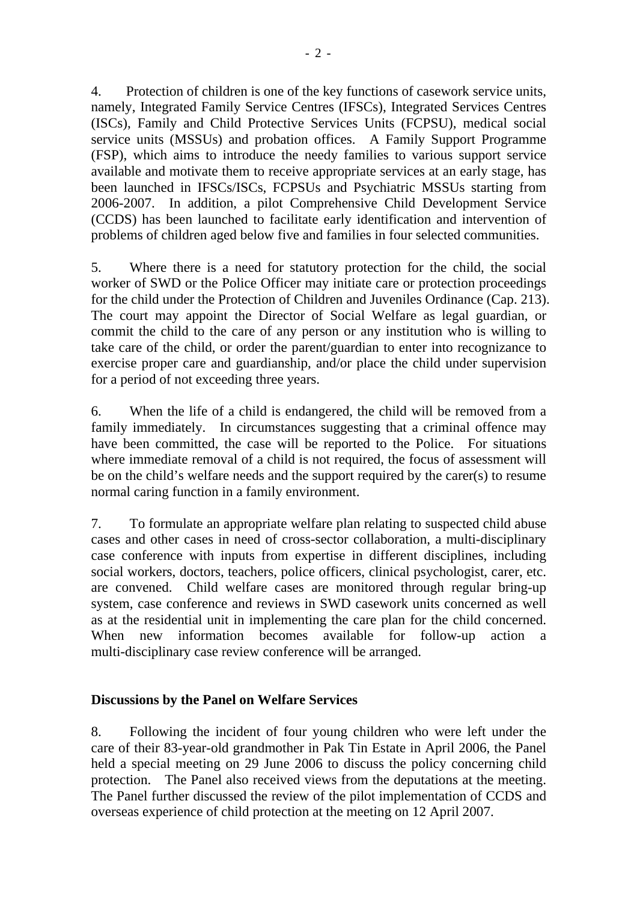4. Protection of children is one of the key functions of casework service units, namely, Integrated Family Service Centres (IFSCs), Integrated Services Centres (ISCs), Family and Child Protective Services Units (FCPSU), medical social service units (MSSUs) and probation offices. A Family Support Programme (FSP), which aims to introduce the needy families to various support service available and motivate them to receive appropriate services at an early stage, has been launched in IFSCs/ISCs, FCPSUs and Psychiatric MSSUs starting from 2006-2007. In addition, a pilot Comprehensive Child Development Service (CCDS) has been launched to facilitate early identification and intervention of problems of children aged below five and families in four selected communities.

5. Where there is a need for statutory protection for the child, the social worker of SWD or the Police Officer may initiate care or protection proceedings for the child under the Protection of Children and Juveniles Ordinance (Cap. 213). The court may appoint the Director of Social Welfare as legal guardian, or commit the child to the care of any person or any institution who is willing to take care of the child, or order the parent/guardian to enter into recognizance to exercise proper care and guardianship, and/or place the child under supervision for a period of not exceeding three years.

6. When the life of a child is endangered, the child will be removed from a family immediately. In circumstances suggesting that a criminal offence may have been committed, the case will be reported to the Police. For situations where immediate removal of a child is not required, the focus of assessment will be on the child's welfare needs and the support required by the carer(s) to resume normal caring function in a family environment.

7. To formulate an appropriate welfare plan relating to suspected child abuse cases and other cases in need of cross-sector collaboration, a multi-disciplinary case conference with inputs from expertise in different disciplines, including social workers, doctors, teachers, police officers, clinical psychologist, carer, etc. are convened. Child welfare cases are monitored through regular bring-up system, case conference and reviews in SWD casework units concerned as well as at the residential unit in implementing the care plan for the child concerned. When new information becomes available for follow-up action a multi-disciplinary case review conference will be arranged.

**Discussions by the Panel on Welfare Services**

8. Following the incident of four young children who were left under the care of their 83-year-old grandmother in Pak Tin Estate in April 2006, the Panel held a special meeting on 29 June 2006 to discuss the policy concerning child protection. The Panel also received views from the deputations at the meeting. The Panel further discussed the review of the pilot implementation of CCDS and overseas experience of child protection at the meeting on 12 April 2007.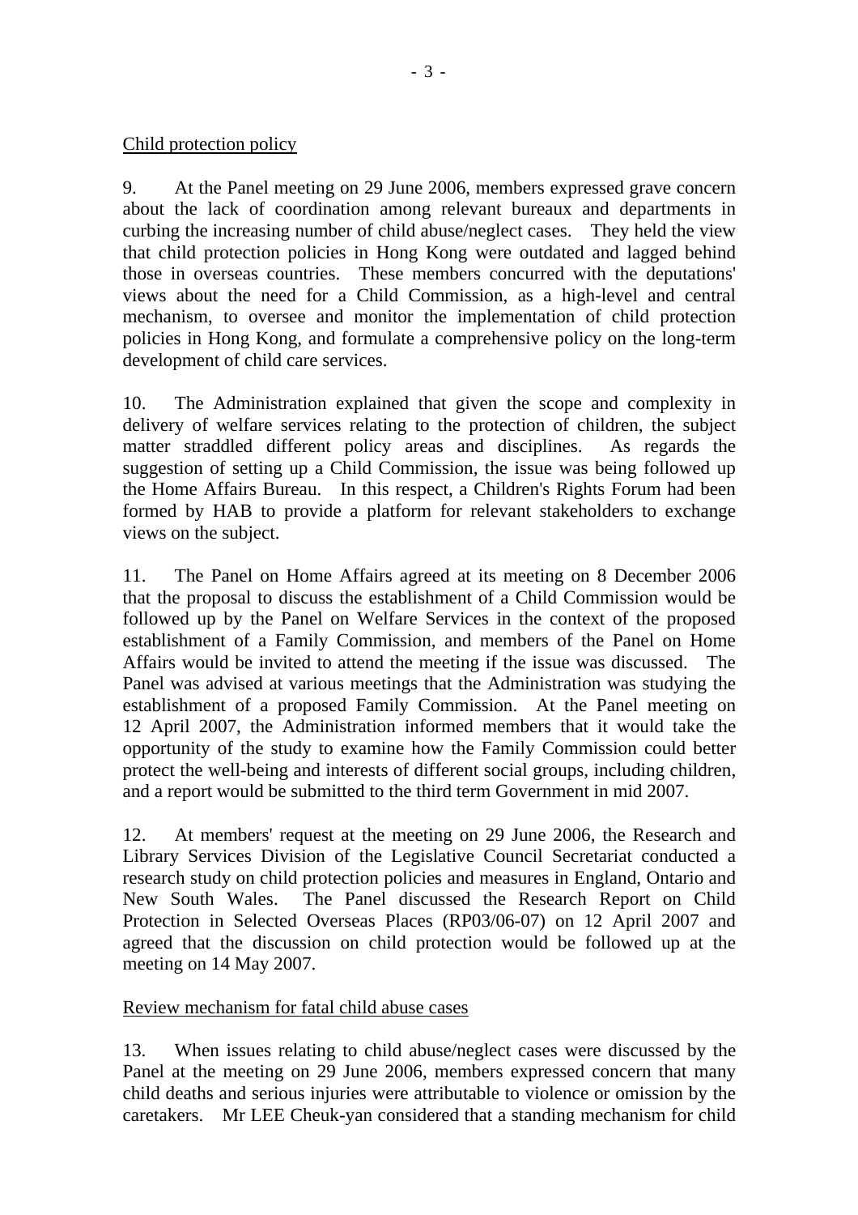Child protection policy

9. At the Panel meeting on 29 June 2006, members expressed grave concern about the lack of coordination among relevant bureaux and departments in curbing the increasing number of child abuse/neglect cases. They held the view that child protection policies in Hong Kong were outdated and lagged behind those in overseas countries. These members concurred with the deputations' views about the need for a Child Commission, as a high-level and central mechanism, to oversee and monitor the implementation of child protection policies in Hong Kong, and formulate a comprehensive policy on the long-term development of child care services.

10. The Administration explained that given the scope and complexity in delivery of welfare services relating to the protection of children, the subject matter straddled different policy areas and disciplines. As regards the suggestion of setting up a Child Commission, the issue was being followed up the Home Affairs Bureau. In this respect, a Children's Rights Forum had been formed by HAB to provide a platform for relevant stakeholders to exchange views on the subject.

11. The Panel on Home Affairs agreed at its meeting on 8 December 2006 that the proposal to discuss the establishment of a Child Commission would be followed up by the Panel on Welfare Services in the context of the proposed establishment of a Family Commission, and members of the Panel on Home Affairs would be invited to attend the meeting if the issue was discussed. The Panel was advised at various meetings that the Administration was studying the establishment of a proposed Family Commission. At the Panel meeting on 12 April 2007, the Administration informed members that it would take the opportunity of the study to examine how the Family Commission could better protect the well-being and interests of different social groups, including children, and a report would be submitted to the third term Government in mid 2007.

12. At members' request at the meeting on 29 June 2006, the Research and Library Services Division of the Legislative Council Secretariat conducted a research study on child protection policies and measures in England, Ontario and New South Wales. The Panel discussed the Research Report on Child Protection in Selected Overseas Places (RP03/06-07) on 12 April 2007 and agreed that the discussion on child protection would be followed up at the meeting on 14 May 2007.

Review mechanism for fatal child abuse cases

13. When issues relating to child abuse/neglect cases were discussed by the Panel at the meeting on 29 June 2006, members expressed concern that many child deaths and serious injuries were attributable to violence or omission by the caretakers. Mr LEE Cheuk-yan considered that a standing mechanism for child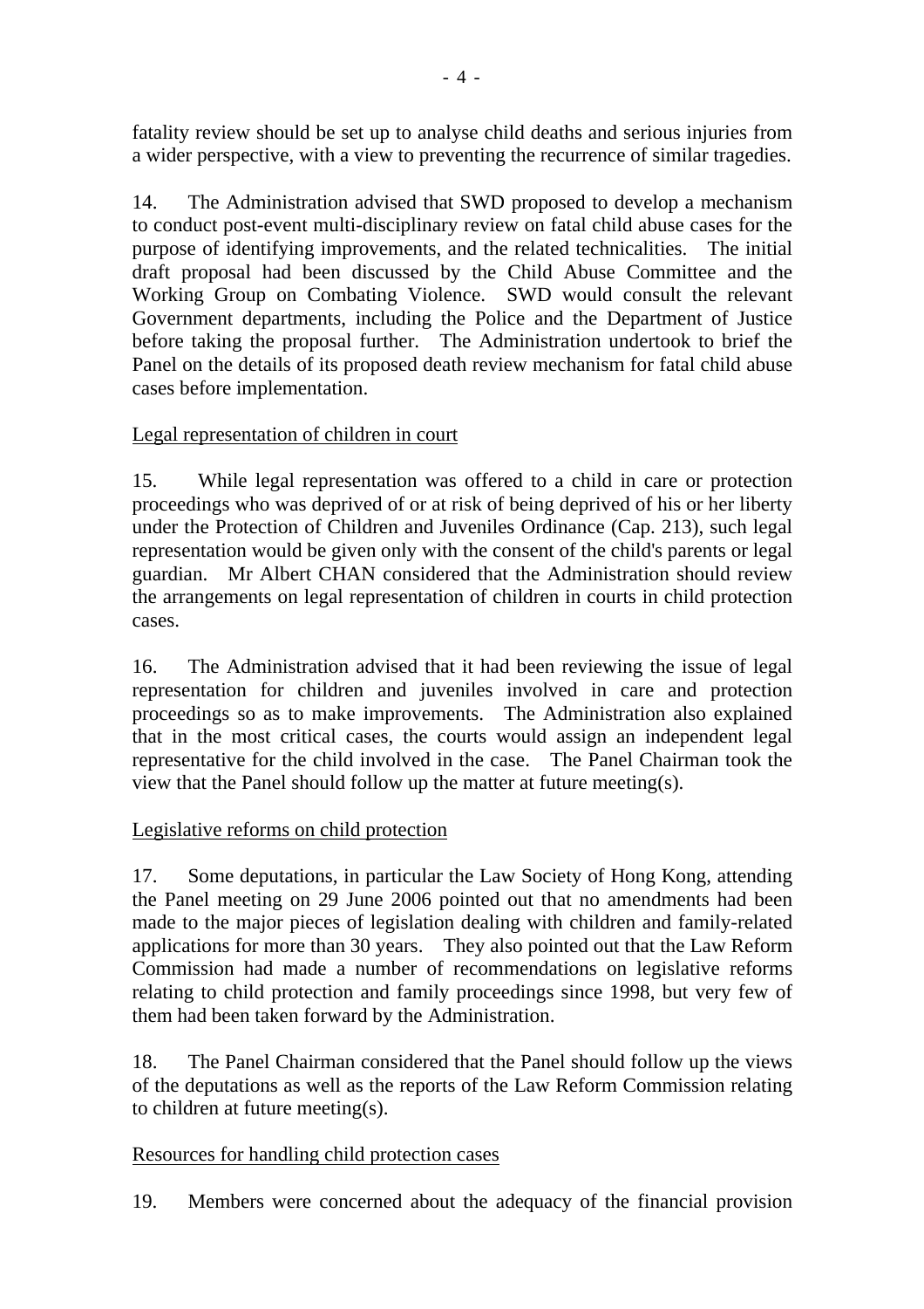fatality review should be set up to analyse child deaths and serious injuries from a wider perspective, with a view to preventing the recurrence of similar tragedies.

14. The Administration advised that SWD proposed to develop a mechanism to conduct post-event multi-disciplinary review on fatal child abuse cases for the purpose of identifying improvements, and the related technicalities. The initial draft proposal had been discussed by the Child Abuse Committee and the Working Group on Combating Violence. SWD would consult the relevant Government departments, including the Police and the Department of Justice before taking the proposal further. The Administration undertook to brief the Panel on the details of its proposed death review mechanism for fatal child abuse cases before implementation.

<u>Legal representation of children in court</u>

15. While legal representation was offered to a child in care or protection proceedings who was deprived of or at risk of being deprived of his or her liberty under the Protection of Children and Juveniles Ordinance (Cap. 213), such legal representation would be given only with the consent of the child's parents or legal guardian. Mr Albert CHAN considered that the Administration should review the arrangements on legal representation of children in courts in child protection cases.

16. The Administration advised that it had been reviewing the issue of legal representation for children and juveniles involved in care and protection proceedings so as to make improvements. The Administration also explained that in the most critical cases, the courts would assign an independent legal representative for the child involved in the case. The Panel Chairman took the view that the Panel should follow up the matter at future meeting(s).

<u>Legislative reforms on child protection</u>

17. Some deputations, in particular the Law Society of Hong Kong, attending the Panel meeting on 29 June 2006 pointed out that no amendments had been made to the major pieces of legislation dealing with children and family-related applications for more than 30 years. They also pointed out that the Law Reform Commission had made a number of recommendations on legislative reforms relating to child protection and family proceedings since 1998, but very few of them had been taken forward by the Administration.

18. The Panel Chairman considered that the Panel should follow up the views of the deputations as well as the reports of the Law Reform Commission relating to children at future meeting(s).

<u>Resources for handling child protection cases</u>

19. Members were concerned about the adequacy of the financial provision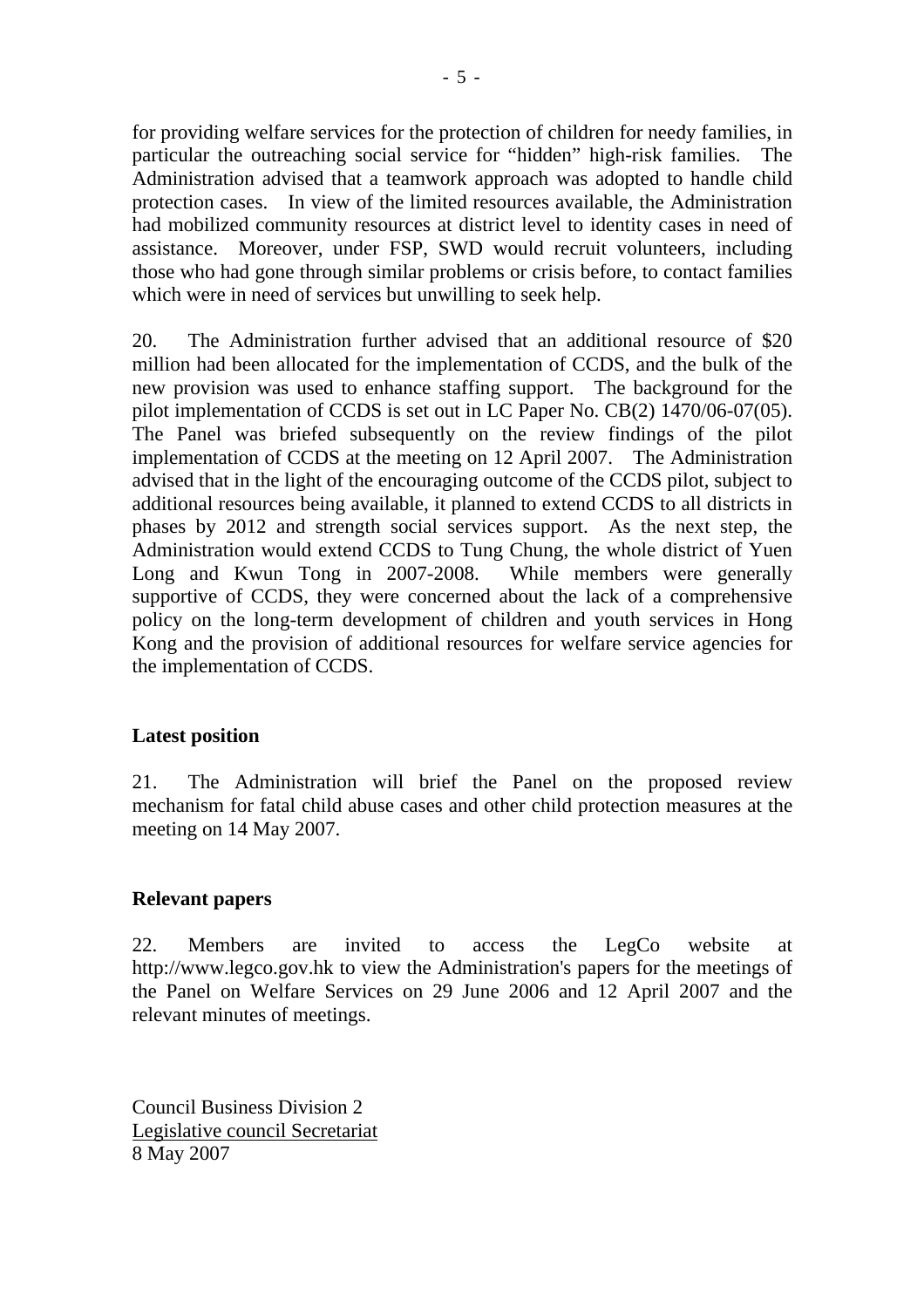for providing welfare services for the protection of children for needy families, in particular the outreaching social service for "hidden" high-risk families. The Administration advised that a teamwork approach was adopted to handle child protection cases. In view of the limited resources available, the Administration had mobilized community resources at district level to identity cases in need of assistance. Moreover, under FSP, SWD would recruit volunteers, including those who had gone through similar problems or crisis before, to contact families which were in need of services but unwilling to seek help.

20. The Administration further advised that an additional resource of $20 million had been allocated for the implementation of CCDS, and the bulk of the new provision was used to enhance staffing support. The background for the pilot implementation of CCDS is set out in LC Paper No. CB(2) 1470/06-07(05). The Panel was briefed subsequently on the review findings of the pilot implementation of CCDS at the meeting on 12 April 2007. The Administration advised that in the light of the encouraging outcome of the CCDS pilot, subject to additional resources being available, it planned to extend CCDS to all districts in phases by 2012 and strength social services support. As the next step, the Administration would extend CCDS to Tung Chung, the whole district of Yuen Long and Kwun Tong in 2007-2008. While members were generally supportive of CCDS, they were concerned about the lack of a comprehensive policy on the long-term development of children and youth services in Hong Kong and the provision of additional resources for welfare service agencies for the implementation of CCDS.

**Latest position**

21. The Administration will brief the Panel on the proposed review mechanism for fatal child abuse cases and other child protection measures at the meeting on 14 May 2007.

**Relevant papers**

22. Members are invited to access the LegCo website at http://www.legco.gov.hk to view the Administration's papers for the meetings of the Panel on Welfare Services on 29 June 2006 and 12 April 2007 and the relevant minutes of meetings.

Council Business Division 2
Legislative council Secretariat
8 May 2007